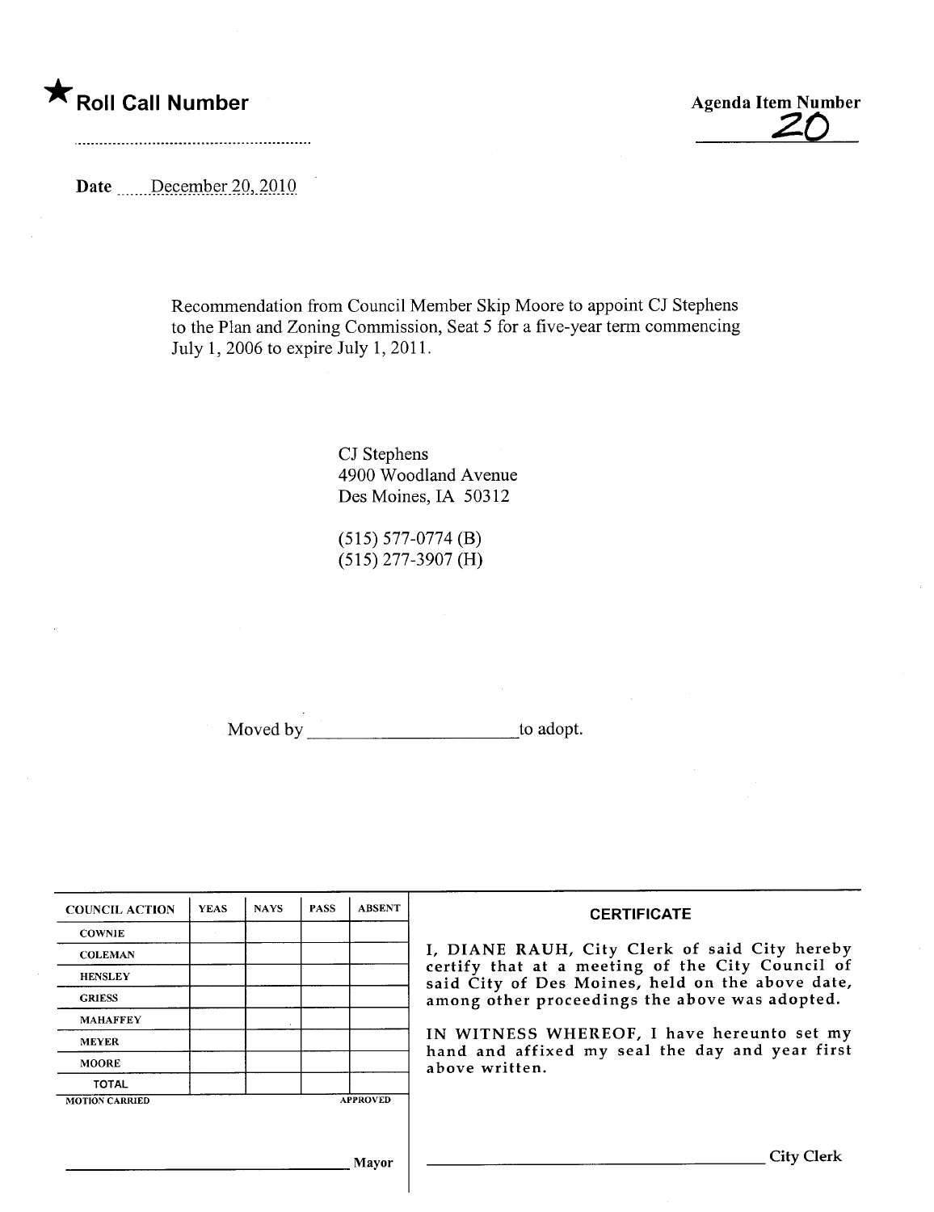★ **Roll Call Number**

**Agenda Item Number**

20

Date December 20, 2010

Recommendation from Council Member Skip Moore to appoint CJ Stephens to the Plan and Zoning Commission, Seat 5 for a five-year term commencing July 1, 2006 to expire July 1, 2011.

CJ Stephens
4900 Woodland Avenue
Des Moines, IA 50312

(515) 577-0774 (B)
(515) 277-3907 (H)

Moved by ______________________ to adopt.

| COUNCIL ACTION | YEAS | NAYS | PASS | ABSENT |
|---|---|---|---|---|
| COWNIE | | | | |
| COLEMAN | | | | |
| HENSLEY | | | | |
| GRIESS | | | | |
| MAHAFFEY | | | | |
| MEYER | | | | |
| MOORE | | | | |
| TOTAL | | | | |

MOTION CARRIED APPROVED

______________________________ Mayor

**CERTIFICATE**

I, DIANE RAUH, City Clerk of said City hereby certify that at a meeting of the City Council of said City of Des Moines, held on the above date, among other proceedings the above was adopted.

IN WITNESS WHEREOF, I have hereunto set my hand and affixed my seal the day and year first above written.

______________________________ City Clerk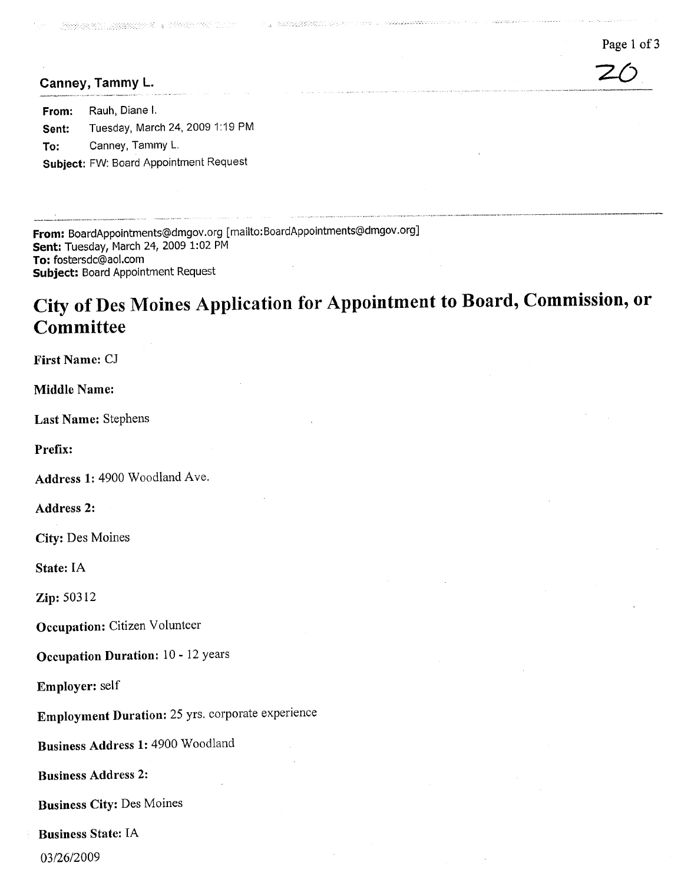**Canney, Tammy L.**

**From:** Rauh, Diane I.
**Sent:** Tuesday, March 24, 2009 1:19 PM
**To:** Canney, Tammy L.
**Subject:** FW: Board Appointment Request

---

**From:** BoardAppointments@dmgov.org [mailto:BoardAppointments@dmgov.org]
**Sent:** Tuesday, March 24, 2009 1:02 PM
**To:** fostersdc@aol.com
**Subject:** Board Appointment Request

# City of Des Moines Application for Appointment to Board, Commission, or Committee

**First Name:** CJ

**Middle Name:**

**Last Name:** Stephens

**Prefix:**

**Address 1:** 4900 Woodland Ave.

**Address 2:**

**City:** Des Moines

**State:** IA

**Zip:** 50312

**Occupation:** Citizen Volunteer

**Occupation Duration:** 10 - 12 years

**Employer:** self

**Employment Duration:** 25 yrs. corporate experience

**Business Address 1:** 4900 Woodland

**Business Address 2:**

**Business City:** Des Moines

**Business State:** IA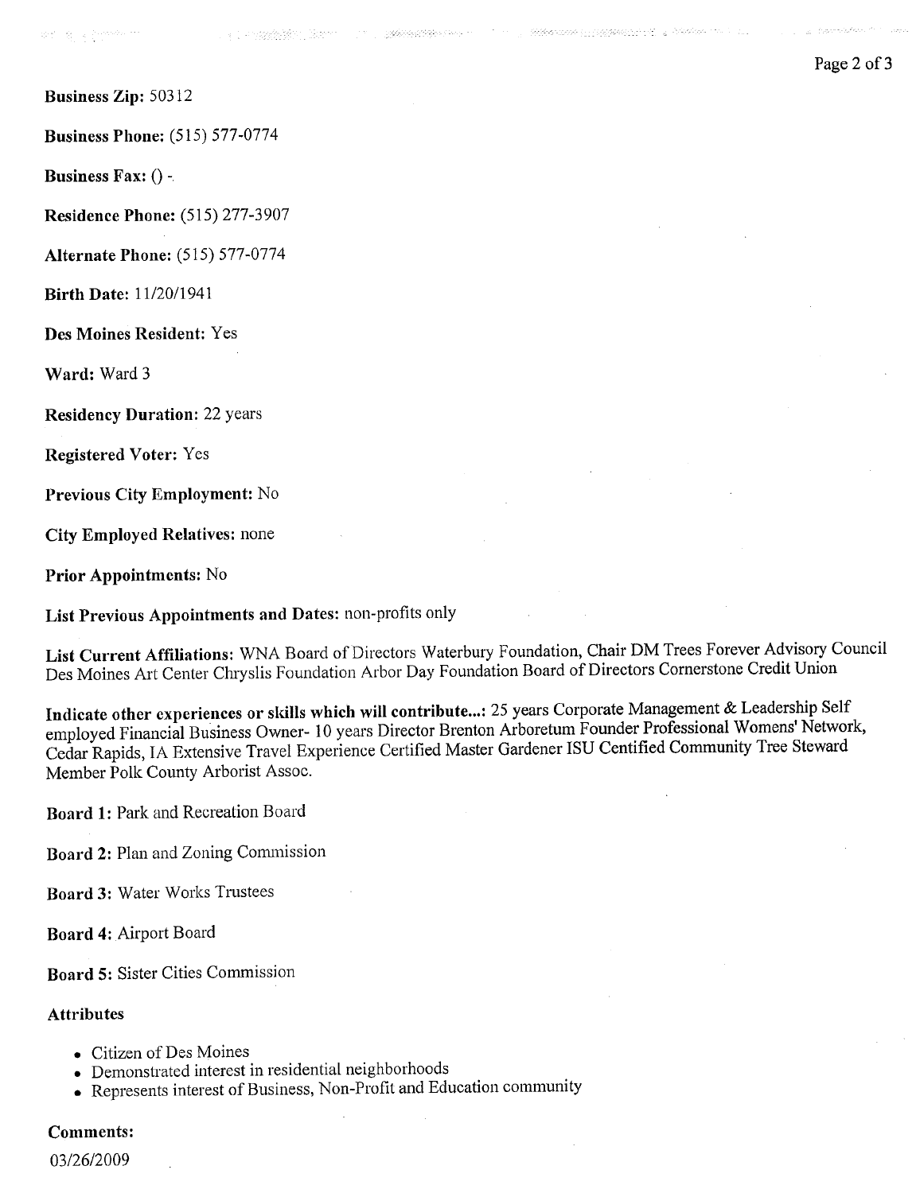**Business Zip:** 50312

**Business Phone:** (515) 577-0774

**Business Fax:** () -

**Residence Phone:** (515) 277-3907

**Alternate Phone:** (515) 577-0774

**Birth Date:** 11/20/1941

**Des Moines Resident:** Yes

**Ward:** Ward 3

**Residency Duration:** 22 years

**Registered Voter:** Yes

**Previous City Employment:** No

**City Employed Relatives:** none

**Prior Appointments:** No

**List Previous Appointments and Dates:** non-profits only

**List Current Affiliations:** WNA Board of Directors Waterbury Foundation, Chair DM Trees Forever Advisory Council Des Moines Art Center Chryslis Foundation Arbor Day Foundation Board of Directors Cornerstone Credit Union

**Indicate other experiences or skills which will contribute...:** 25 years Corporate Management & Leadership Self employed Financial Business Owner- 10 years Director Brenton Arboretum Founder Professional Womens' Network, Cedar Rapids, IA Extensive Travel Experience Certified Master Gardener ISU Certified Community Tree Steward Member Polk County Arborist Assoc.

**Board 1:** Park and Recreation Board

**Board 2:** Plan and Zoning Commission

**Board 3:** Water Works Trustees

**Board 4:** Airport Board

**Board 5:** Sister Cities Commission

**Attributes**

- Citizen of Des Moines
- Demonstrated interest in residential neighborhoods
- Represents interest of Business, Non-Profit and Education community

**Comments:**

03/26/2009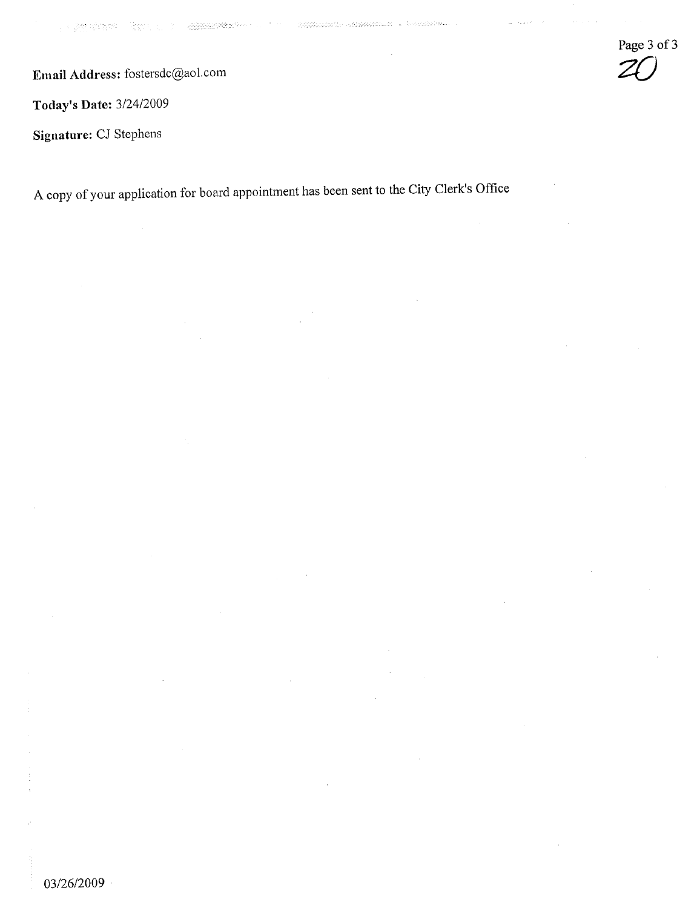**Email Address:** fostersdc@aol.com

**Today's Date:** 3/24/2009

**Signature:** CJ Stephens

A copy of your application for board appointment has been sent to the City Clerk's Office

03/26/2009